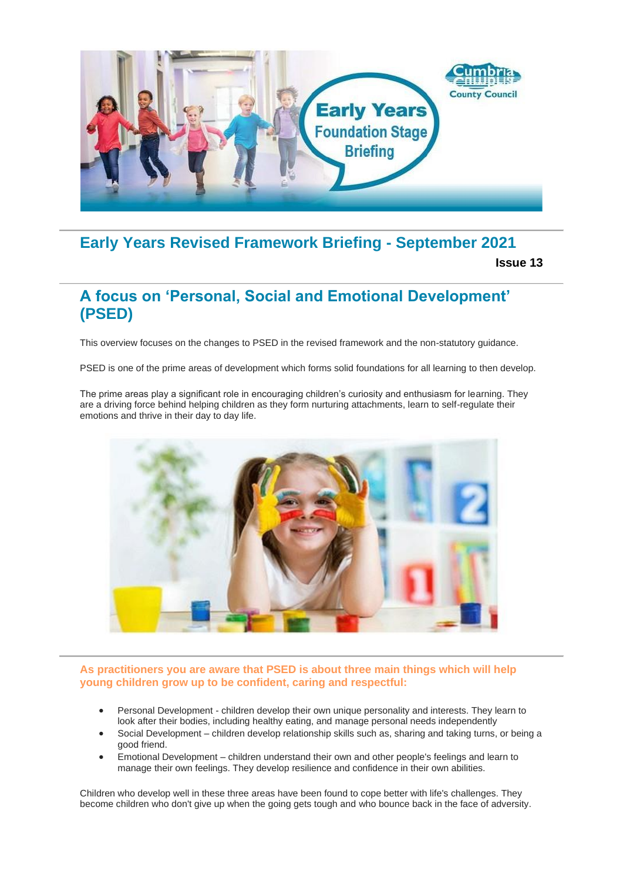## Early Years Revised Framework Briefing - September 2021

**Issue 13**

## A focus on 'Personal, Social and Emotional Development' (PSED)

This overview focuses on the changes to PSED in the revised framework and the non-statutory guidance.

PSED is one of the prime areas of development which forms solid foundations for all learning to then develop.

The prime areas play a significant role in encouraging children's curiosity and enthusiasm for learning. They are a driving force behind helping children as they form nurturing attachments, learn to self-regulate their emotions and thrive in their day to day life.

### As practitioners you are aware that PSED is about three main things which will help young children grow up to be confident, caring and respectful:

- Personal Development - children develop their own unique personality and interests. They learn to look after their bodies, including healthy eating, and manage personal needs independently
- Social Development – children develop relationship skills such as, sharing and taking turns, or being a good friend.
- Emotional Development – children understand their own and other people's feelings and learn to manage their own feelings. They develop resilience and confidence in their own abilities.

Children who develop well in these three areas have been found to cope better with life's challenges. They become children who don't give up when the going gets tough and who bounce back in the face of adversity.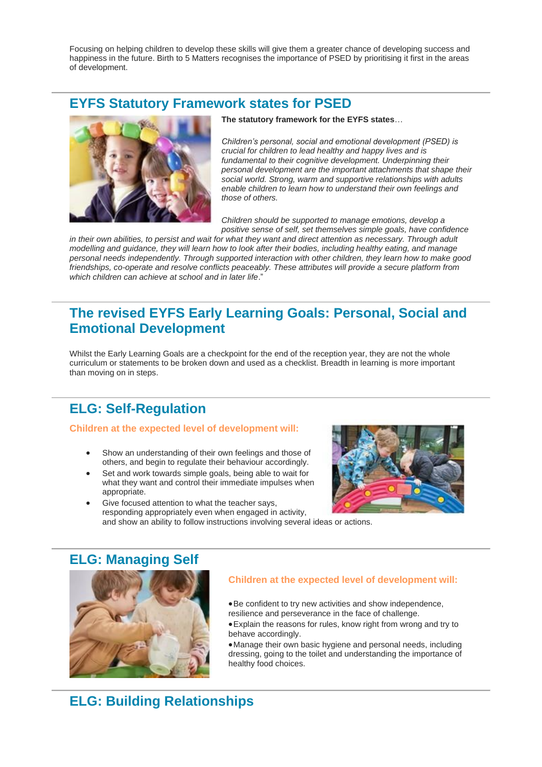Focusing on helping children to develop these skills will give them a greater chance of developing success and happiness in the future. Birth to 5 Matters recognises the importance of PSED by prioritising it first in the areas of development.

## EYFS Statutory Framework states for PSED

**The statutory framework for the EYFS states**…

*Children's personal, social and emotional development (PSED) is crucial for children to lead healthy and happy lives and is fundamental to their cognitive development. Underpinning their personal development are the important attachments that shape their social world. Strong, warm and supportive relationships with adults enable children to learn how to understand their own feelings and those of others.*

*Children should be supported to manage emotions, develop a positive sense of self, set themselves simple goals, have confidence in their own abilities, to persist and wait for what they want and direct attention as necessary. Through adult modelling and guidance, they will learn how to look after their bodies, including healthy eating, and manage personal needs independently. Through supported interaction with other children, they learn how to make good friendships, co-operate and resolve conflicts peaceably. These attributes will provide a secure platform from which children can achieve at school and in later life*."

## The revised EYFS Early Learning Goals: Personal, Social and Emotional Development

Whilst the Early Learning Goals are a checkpoint for the end of the reception year, they are not the whole curriculum or statements to be broken down and used as a checklist. Breadth in learning is more important than moving on in steps.

## ELG: Self-Regulation

**Children at the expected level of development will:**

- Show an understanding of their own feelings and those of others, and begin to regulate their behaviour accordingly.
- Set and work towards simple goals, being able to wait for what they want and control their immediate impulses when appropriate.
- Give focused attention to what the teacher says, responding appropriately even when engaged in activity, and show an ability to follow instructions involving several ideas or actions.

## ELG: Managing Self

**Children at the expected level of development will:**

- Be confident to try new activities and show independence, resilience and perseverance in the face of challenge.
- Explain the reasons for rules, know right from wrong and try to behave accordingly.
- Manage their own basic hygiene and personal needs, including dressing, going to the toilet and understanding the importance of healthy food choices.

## ELG: Building Relationships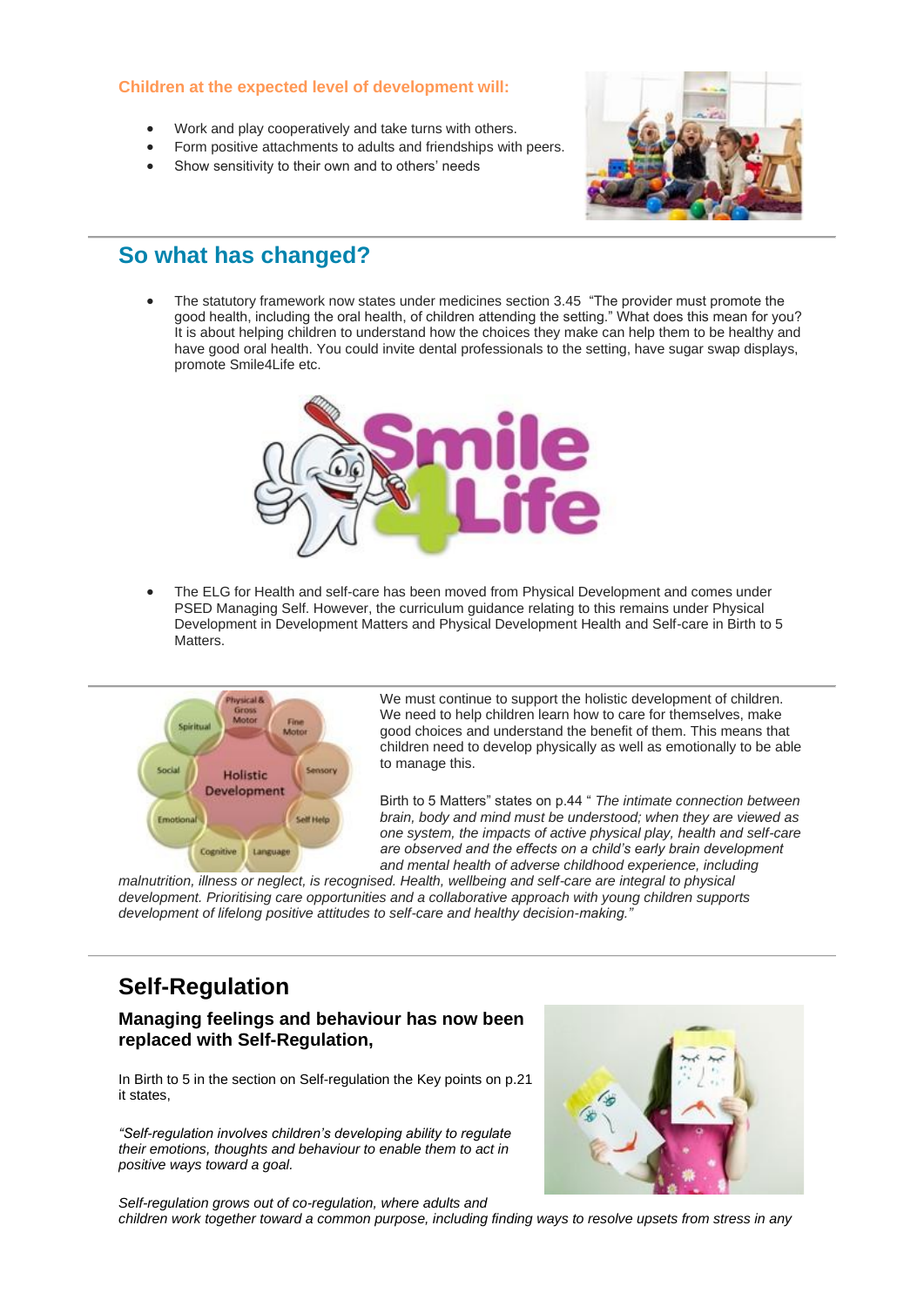**Children at the expected level of development will:**

- Work and play cooperatively and take turns with others.
- Form positive attachments to adults and friendships with peers.
- Show sensitivity to their own and to others' needs

## So what has changed?

- The statutory framework now states under medicines section 3.45 "The provider must promote the good health, including the oral health, of children attending the setting." What does this mean for you? It is about helping children to understand how the choices they make can help them to be healthy and have good oral health. You could invite dental professionals to the setting, have sugar swap displays, promote Smile4Life etc.

- The ELG for Health and self-care has been moved from Physical Development and comes under PSED Managing Self. However, the curriculum guidance relating to this remains under Physical Development in Development Matters and Physical Development Health and Self-care in Birth to 5 Matters.

We must continue to support the holistic development of children. We need to help children learn how to care for themselves, make good choices and understand the benefit of them. This means that children need to develop physically as well as emotionally to be able to manage this.

Birth to 5 Matters" states on p.44 " *The intimate connection between brain, body and mind must be understood; when they are viewed as one system, the impacts of active physical play, health and self-care are observed and the effects on a child's early brain development and mental health of adverse childhood experience, including malnutrition, illness or neglect, is recognised. Health, wellbeing and self-care are integral to physical development. Prioritising care opportunities and a collaborative approach with young children supports development of lifelong positive attitudes to self-care and healthy decision-making."*

## Self-Regulation

### Managing feelings and behaviour has now been replaced with Self-Regulation,

In Birth to 5 in the section on Self-regulation the Key points on p.21 it states,

*"Self-regulation involves children's developing ability to regulate their emotions, thoughts and behaviour to enable them to act in positive ways toward a goal.*

*Self-regulation grows out of co-regulation, where adults and children work together toward a common purpose, including finding ways to resolve upsets from stress in any*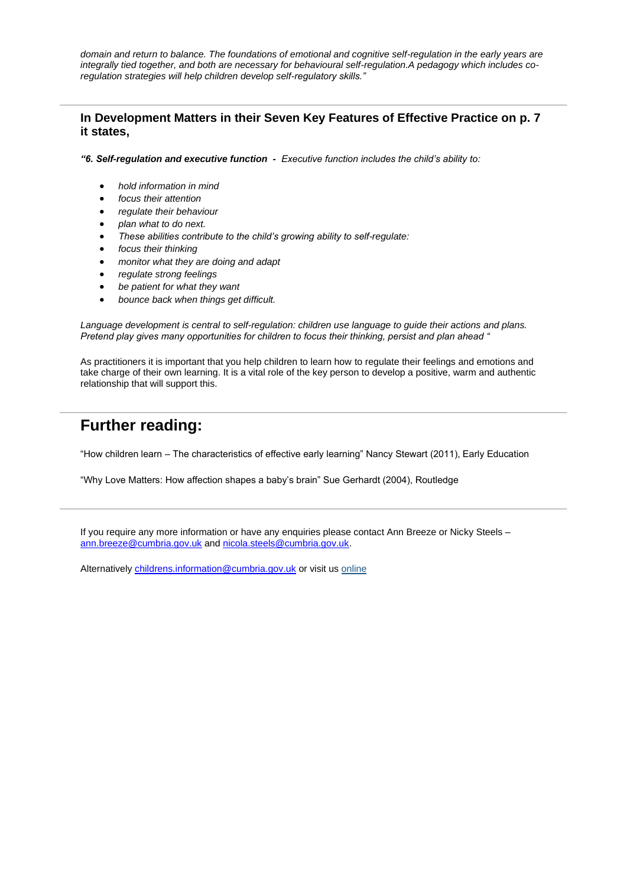*domain and return to balance. The foundations of emotional and cognitive self-regulation in the early years are integrally tied together, and both are necessary for behavioural self-regulation.A pedagogy which includes co-regulation strategies will help children develop self-regulatory skills."*

---

### In Development Matters in their Seven Key Features of Effective Practice on p. 7 it states,

***"6. Self-regulation and executive function*** **-** *Executive function includes the child's ability to:*

- *hold information in mind*
- *focus their attention*
- *regulate their behaviour*
- *plan what to do next.*
- *These abilities contribute to the child's growing ability to self-regulate:*
- *focus their thinking*
- *monitor what they are doing and adapt*
- *regulate strong feelings*
- *be patient for what they want*
- *bounce back when things get difficult.*

*Language development is central to self-regulation: children use language to guide their actions and plans. Pretend play gives many opportunities for children to focus their thinking, persist and plan ahead "*

As practitioners it is important that you help children to learn how to regulate their feelings and emotions and take charge of their own learning. It is a vital role of the key person to develop a positive, warm and authentic relationship that will support this.

---

## Further reading:

"How children learn – The characteristics of effective early learning" Nancy Stewart (2011), Early Education

"Why Love Matters: How affection shapes a baby's brain" Sue Gerhardt (2004), Routledge

---

If you require any more information or have any enquiries please contact Ann Breeze or Nicky Steels – ann.breeze@cumbria.gov.uk and nicola.steels@cumbria.gov.uk.

Alternatively childrens.information@cumbria.gov.uk or visit us online